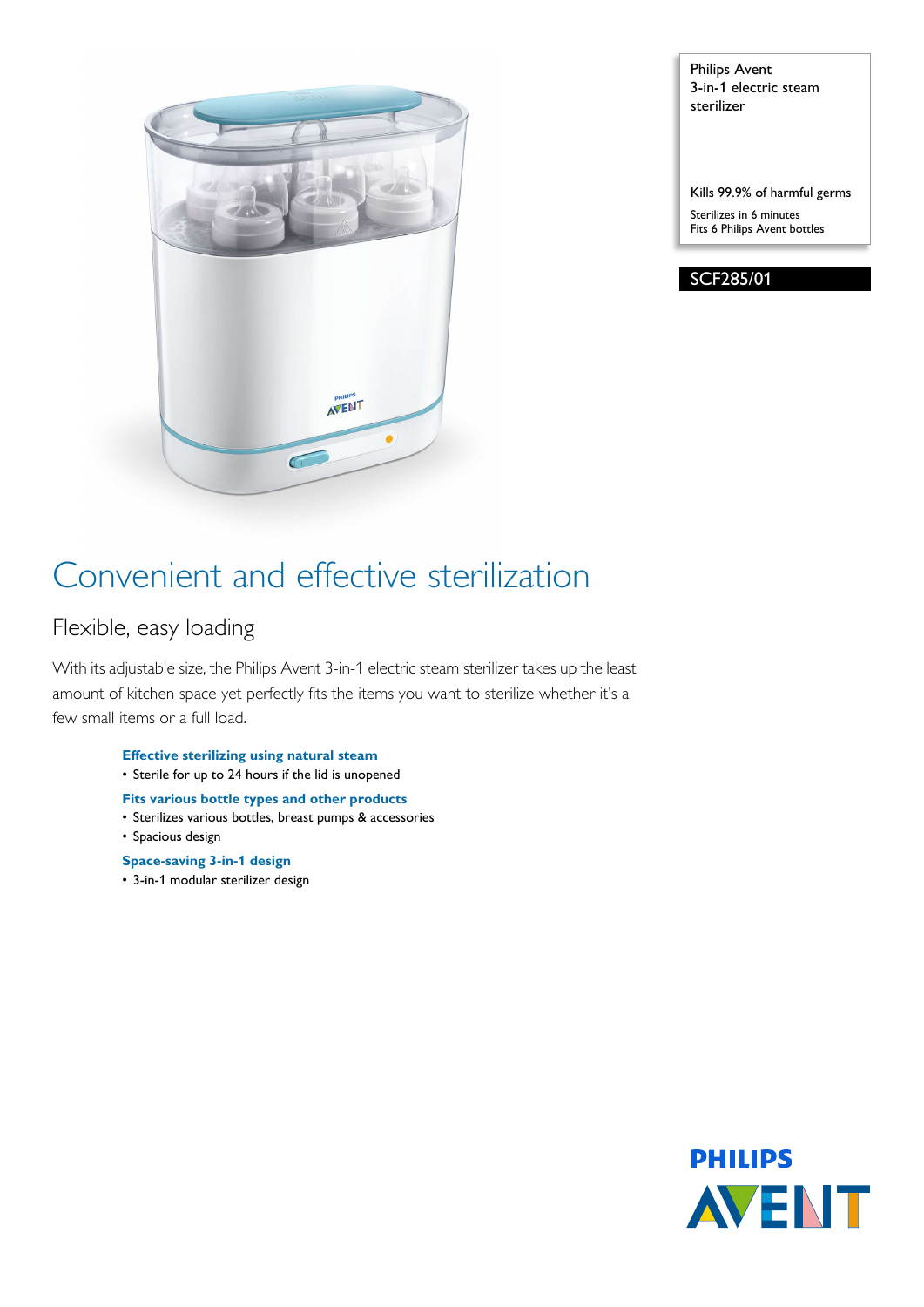Philips Avent
3-in-1 electric steam sterilizer

Kills 99.9% of harmful germs

Sterilizes in 6 minutes
Fits 6 Philips Avent bottles

SCF285/01

# Convenient and effective sterilization

## Flexible, easy loading

With its adjustable size, the Philips Avent 3-in-1 electric steam sterilizer takes up the least amount of kitchen space yet perfectly fits the items you want to sterilize whether it's a few small items or a full load.

**Effective sterilizing using natural steam**
- Sterile for up to 24 hours if the lid is unopened

**Fits various bottle types and other products**
- Sterilizes various bottles, breast pumps & accessories
- Spacious design

**Space-saving 3-in-1 design**
- 3-in-1 modular sterilizer design

PHILIPS
AVENT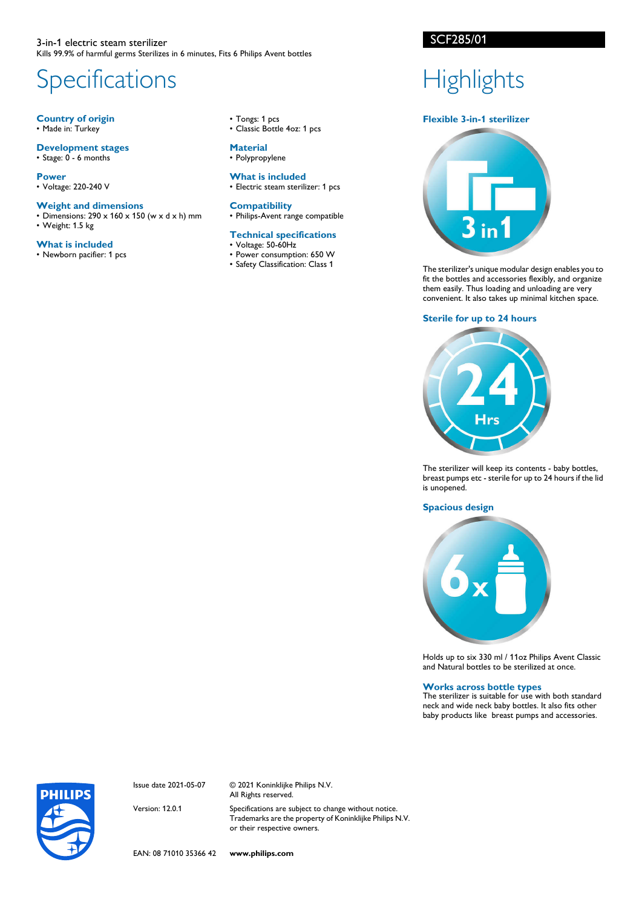3-in-1 electric steam sterilizer
Kills 99.9% of harmful germs Sterilizes in 6 minutes, Fits 6 Philips Avent bottles

SCF285/01

# Specifications

### Country of origin
- Made in: Turkey

### Development stages
- Stage: 0 - 6 months

### Power
- Voltage: 220-240 V

### Weight and dimensions
- Dimensions: 290 x 160 x 150 (w x d x h) mm
- Weight: 1.5 kg

### What is included
- Newborn pacifier: 1 pcs
- Tongs: 1 pcs
- Classic Bottle 4oz: 1 pcs

### Material
- Polypropylene

### What is included
- Electric steam sterilizer: 1 pcs

### Compatibility
- Philips-Avent range compatible

### Technical specifications
- Voltage: 50-60Hz
- Power consumption: 650 W
- Safety Classification: Class 1

# Highlights

### Flexible 3-in-1 sterilizer

3 in 1

The sterilizer's unique modular design enables you to fit the bottles and accessories flexibly, and organize them easily. Thus loading and unloading are very convenient. It also takes up minimal kitchen space.

### Sterile for up to 24 hours

24 Hrs

The sterilizer will keep its contents - baby bottles, breast pumps etc - sterile for up to 24 hours if the lid is unopened.

### Spacious design

6x

Holds up to six 330 ml / 11oz Philips Avent Classic and Natural bottles to be sterilized at once.

### Works across bottle types
The sterilizer is suitable for use with both standard neck and wide neck baby bottles. It also fits other baby products like breast pumps and accessories.

PHILIPS

Issue date 2021-05-07

Version: 12.0.1

EAN: 08 71010 35366 42

© 2021 Koninklijke Philips N.V.
All Rights reserved.

Specifications are subject to change without notice. Trademarks are the property of Koninklijke Philips N.V. or their respective owners.

**www.philips.com**